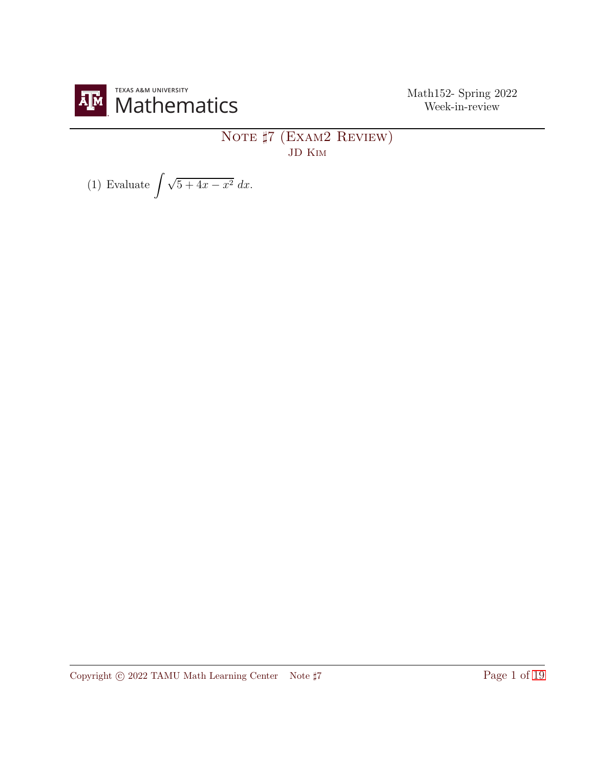# Note ♯7 (Exam2 Review)

JD Kim

(1) Evaluate $\int \sqrt{5+4x-x^2}\, dx$.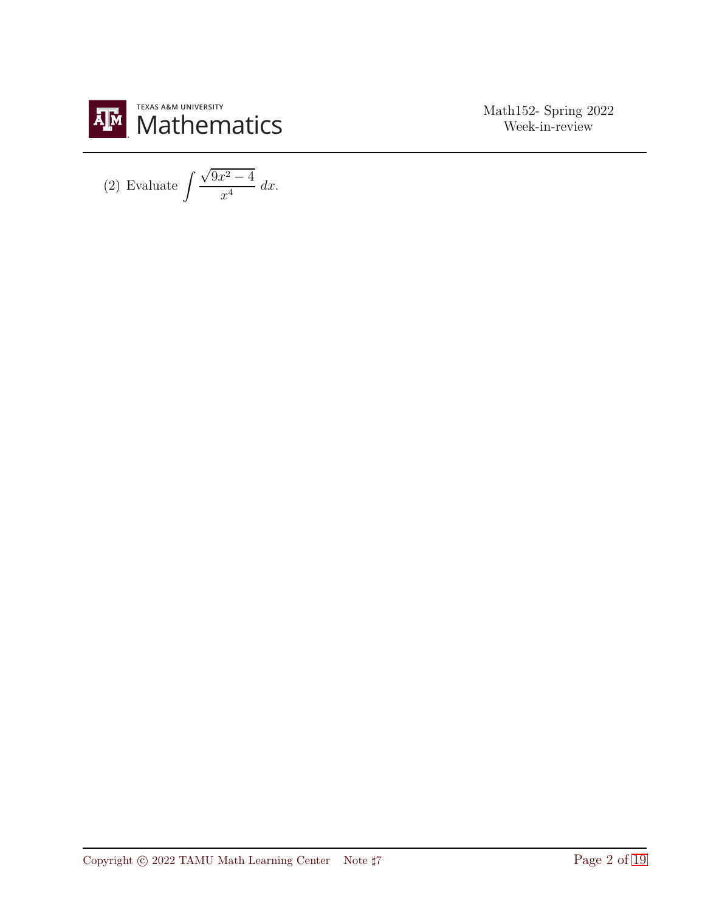(2) Evaluate $\displaystyle\int \frac{\sqrt{9x^2-4}}{x^4}\,dx$.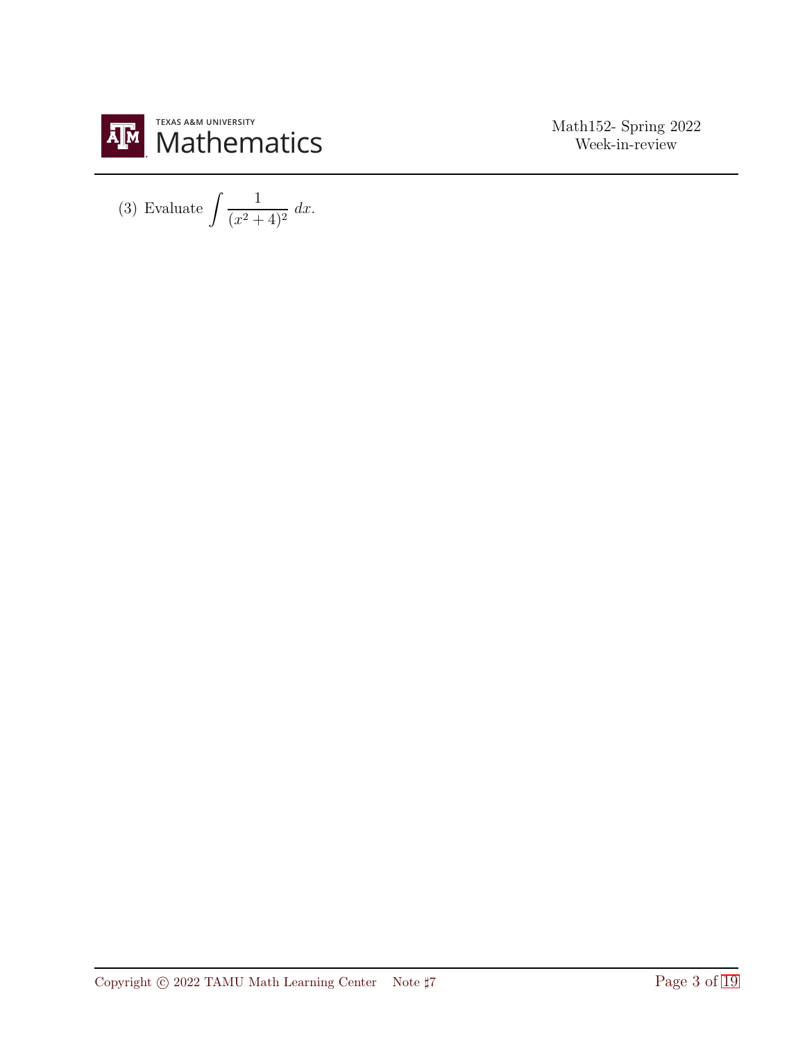(3) Evaluate $\displaystyle\int \frac{1}{(x^2+4)^2}\, dx$.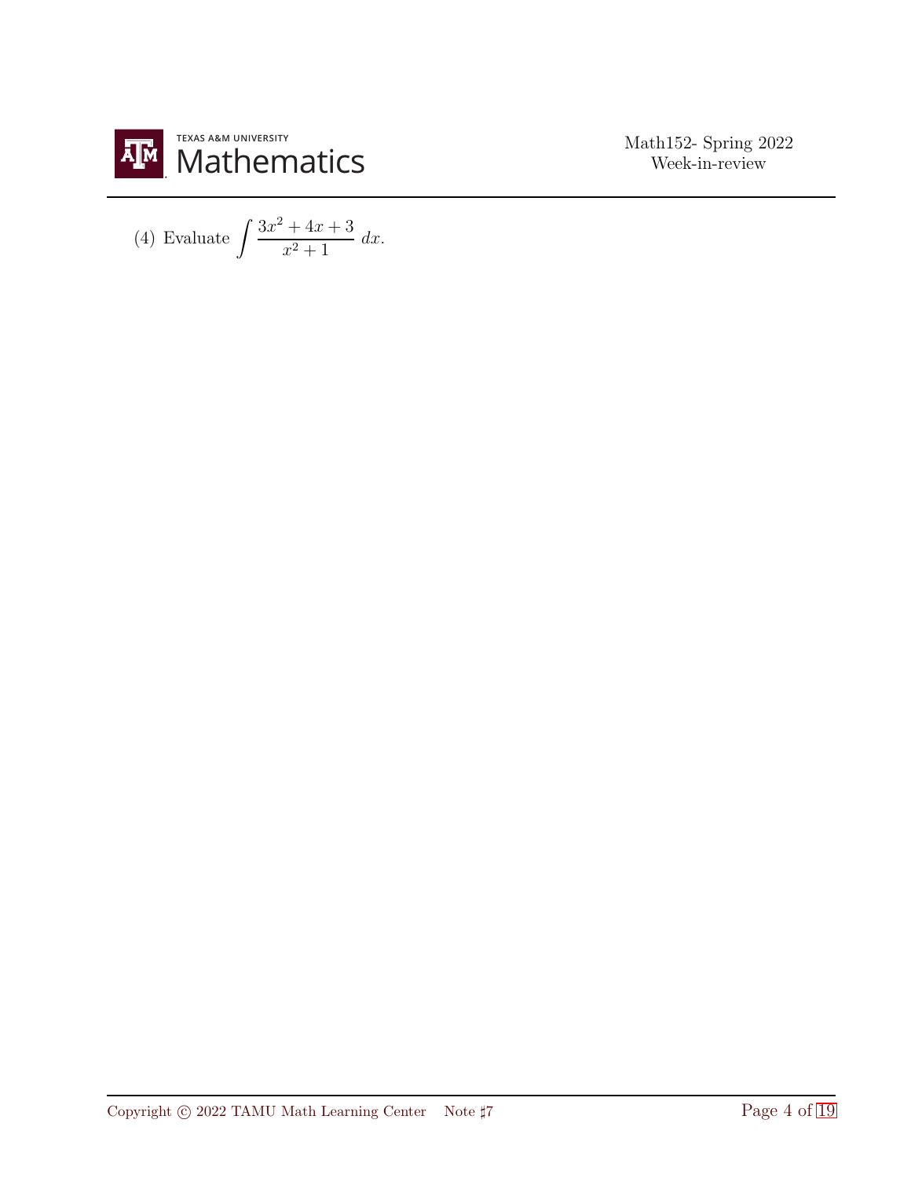(4) Evaluate $\displaystyle\int \frac{3x^2 + 4x + 3}{x^2 + 1}\, dx$.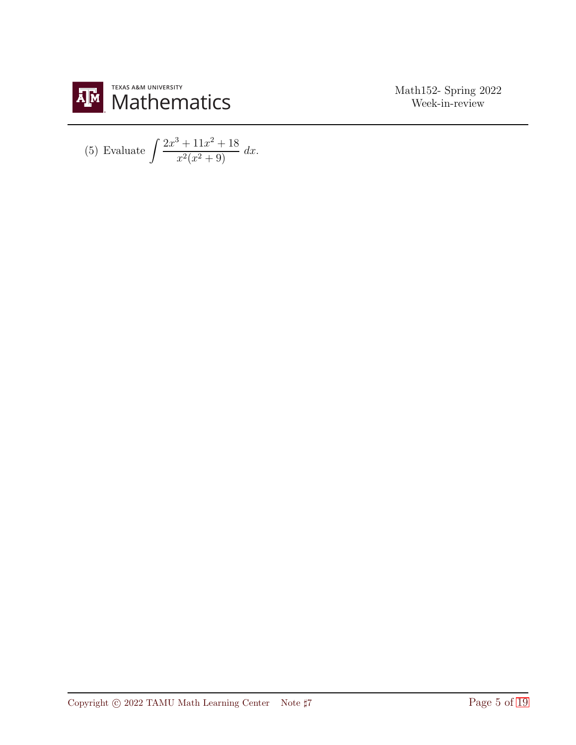(5) Evaluate $\displaystyle\int \frac{2x^3 + 11x^2 + 18}{x^2(x^2 + 9)}\, dx$.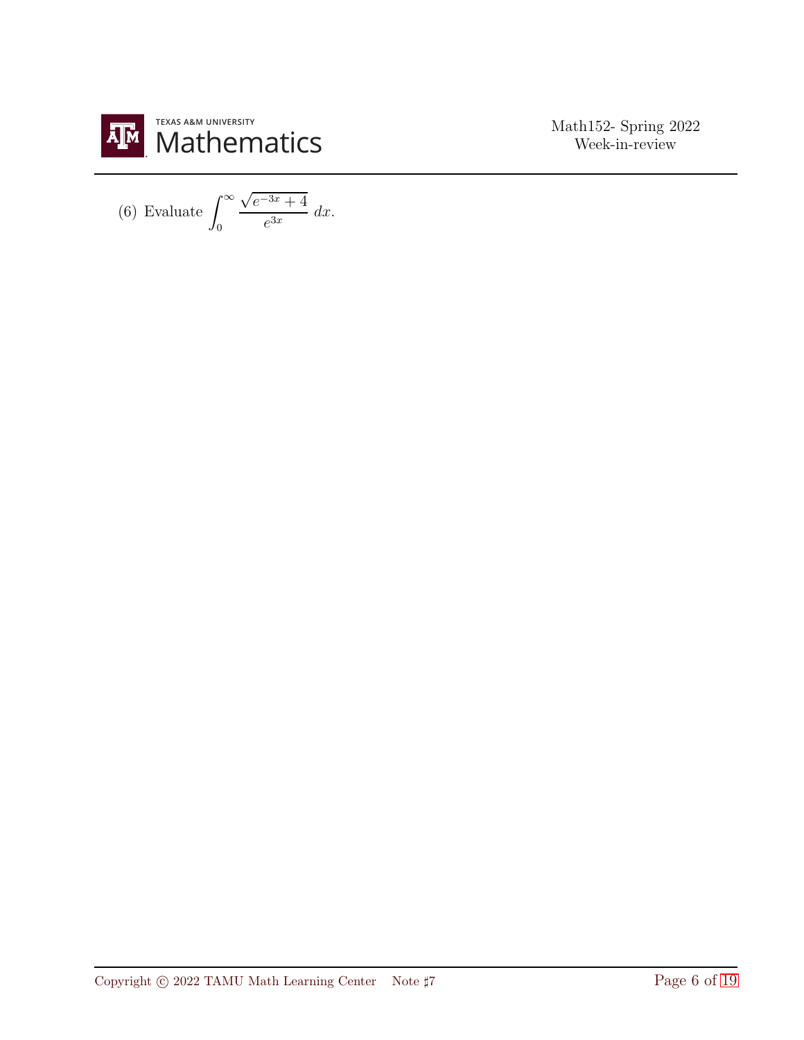(6) Evaluate $\displaystyle\int_0^\infty \frac{\sqrt{e^{-3x}+4}}{e^{3x}}\,dx$.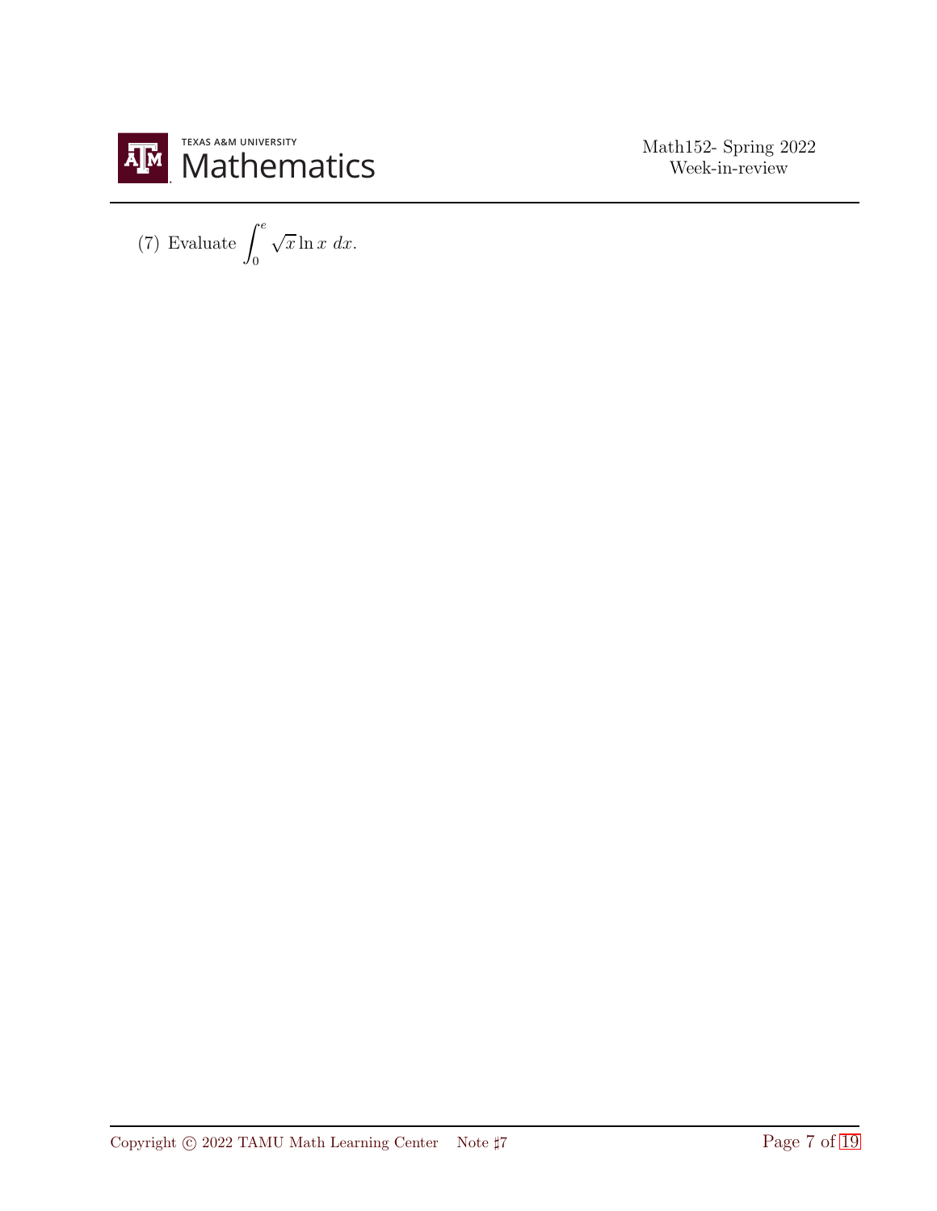(7) Evaluate $\int_0^e \sqrt{x} \ln x \; dx$.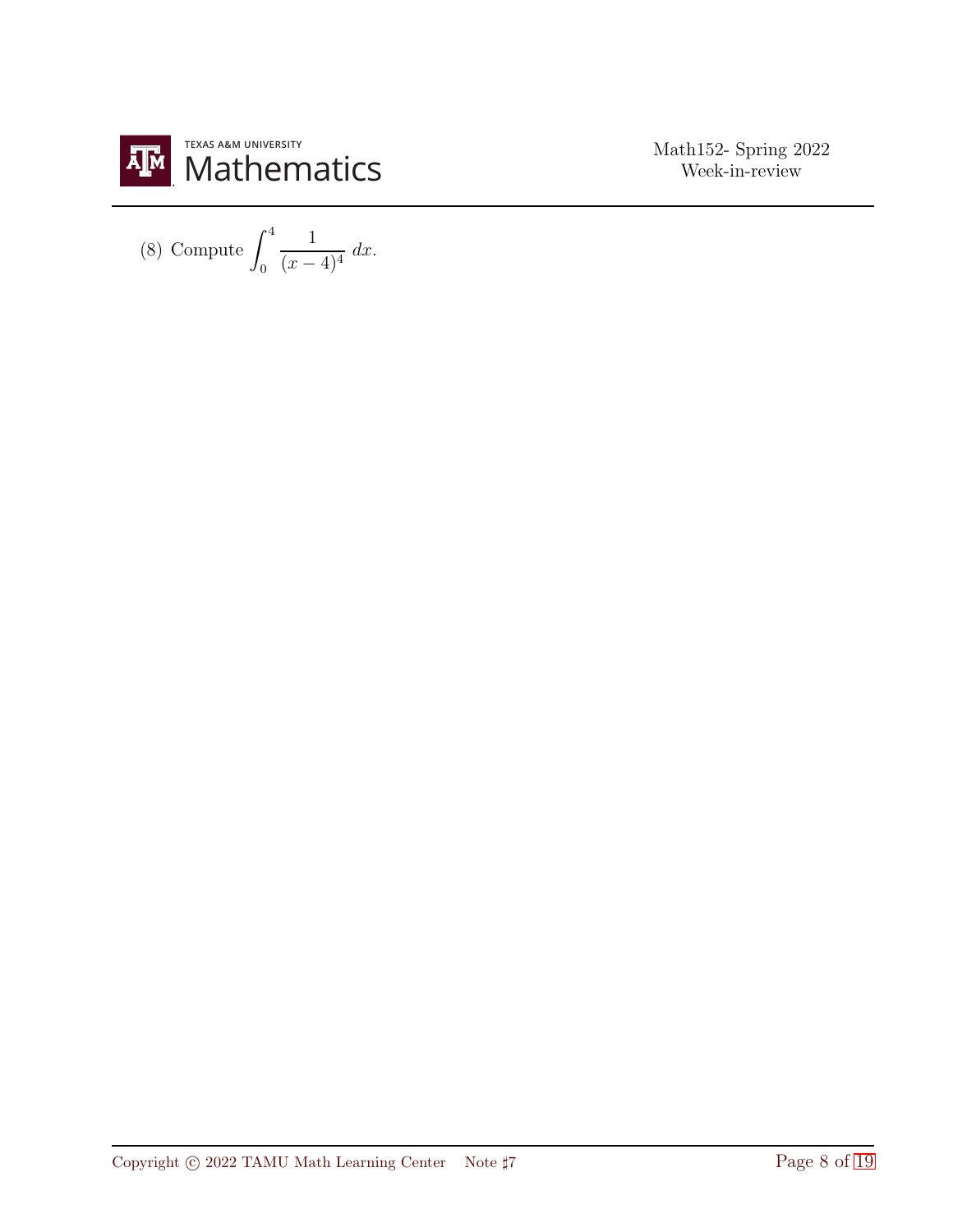(8) Compute $\displaystyle\int_0^4 \frac{1}{(x-4)^4}\,dx$.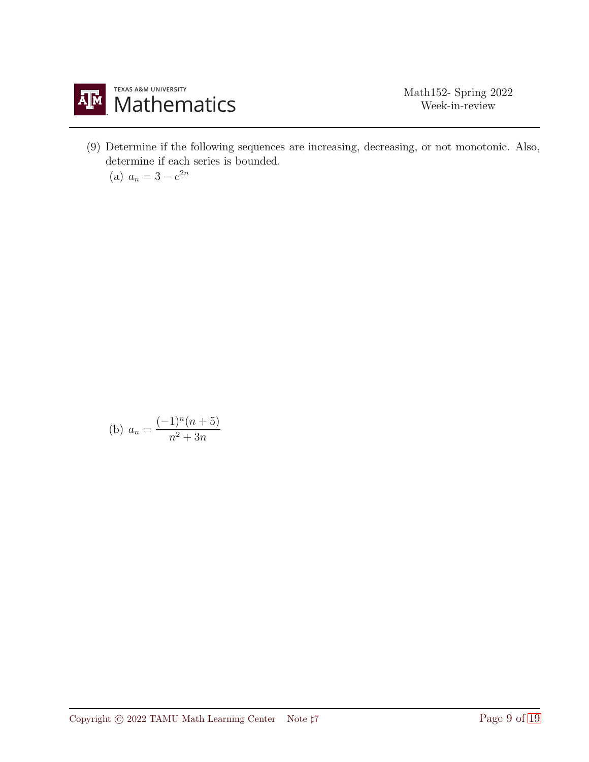(9) Determine if the following sequences are increasing, decreasing, or not monotonic. Also, determine if each series is bounded.

(a) $a_n = 3 - e^{2n}$

(b) $a_n = \dfrac{(-1)^n(n+5)}{n^2+3n}$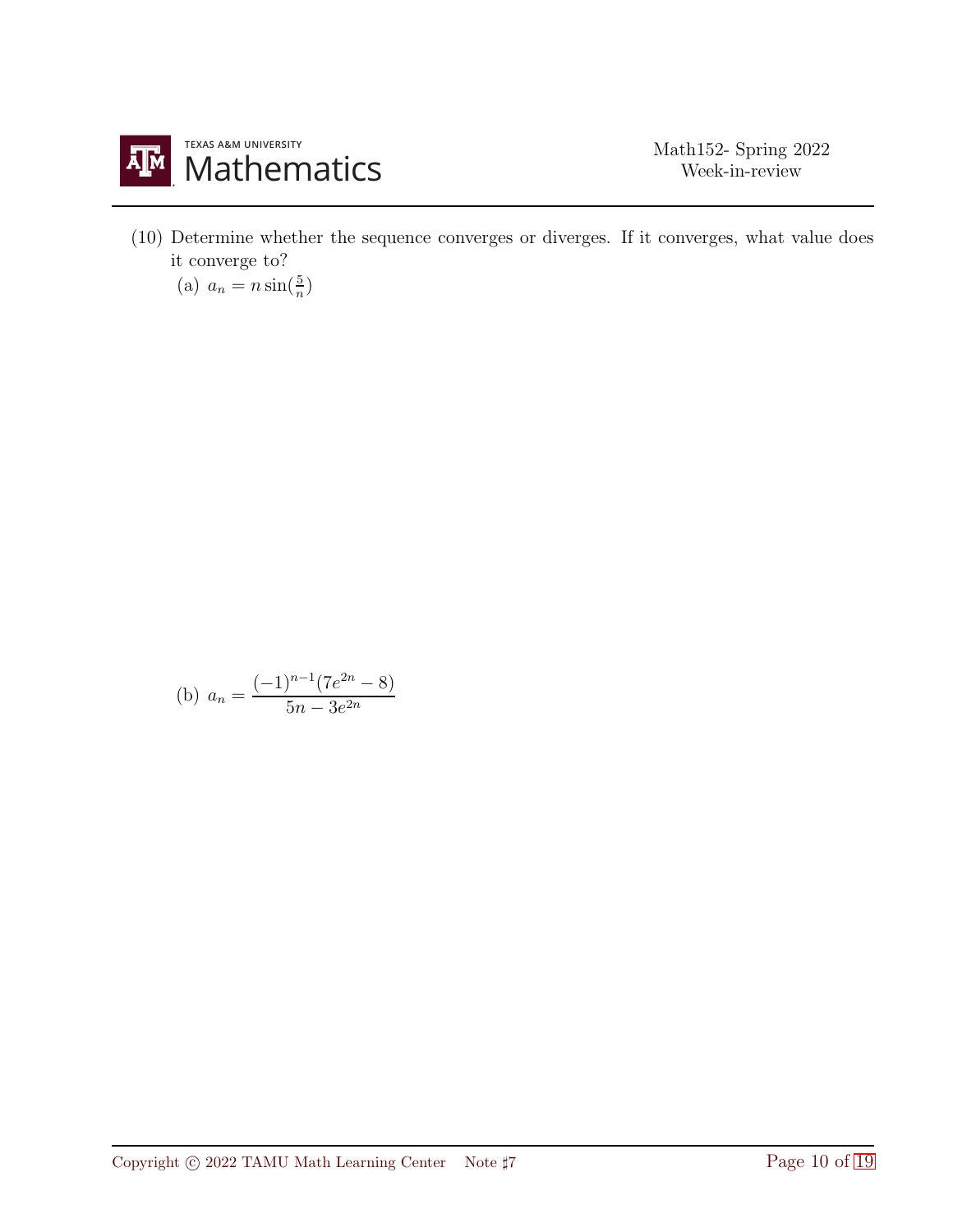(10) Determine whether the sequence converges or diverges. If it converges, what value does it converge to?

(a) $a_n = n\sin(\frac{5}{n})$

(b) $a_n = \dfrac{(-1)^{n-1}(7e^{2n} - 8)}{5n - 3e^{2n}}$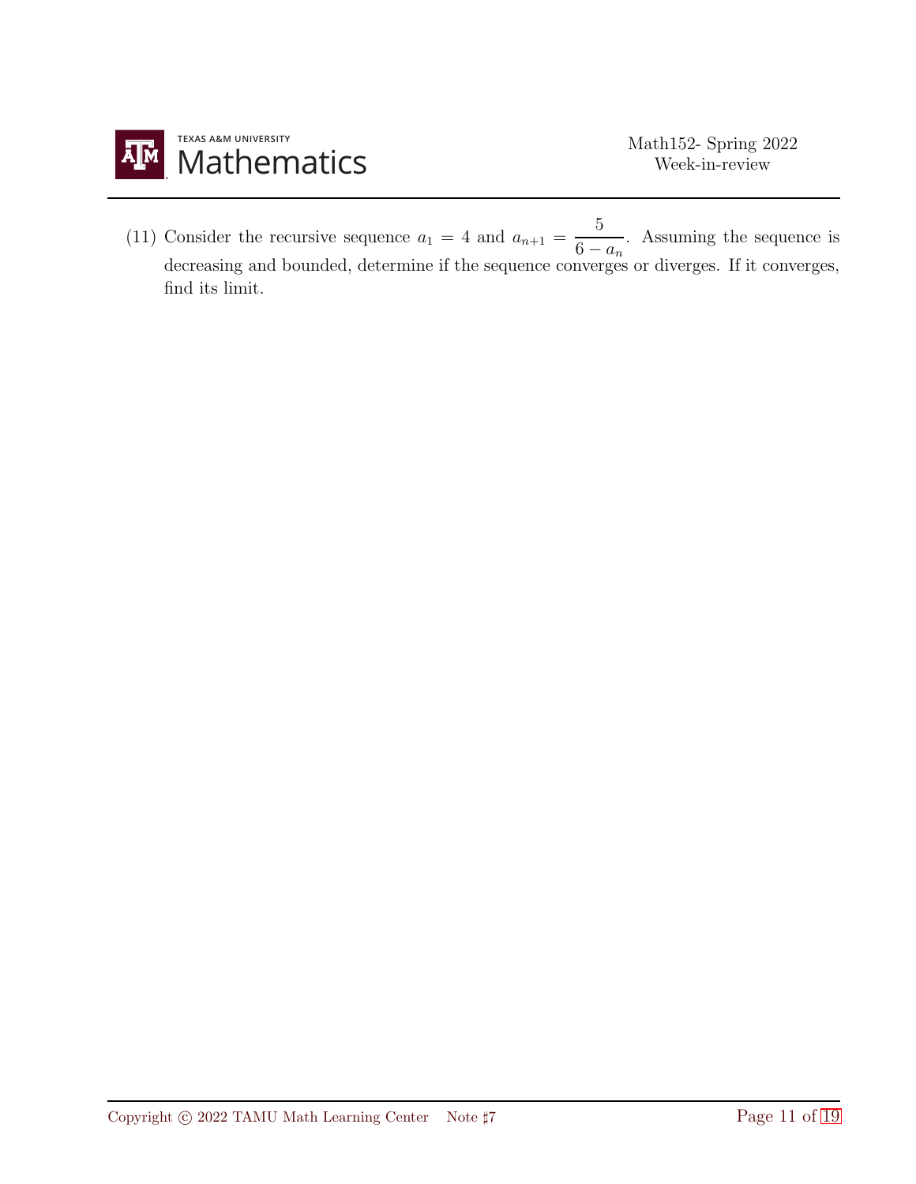(11) Consider the recursive sequence $a_1 = 4$ and $a_{n+1} = \dfrac{5}{6 - a_n}$. Assuming the sequence is decreasing and bounded, determine if the sequence converges or diverges. If it converges, find its limit.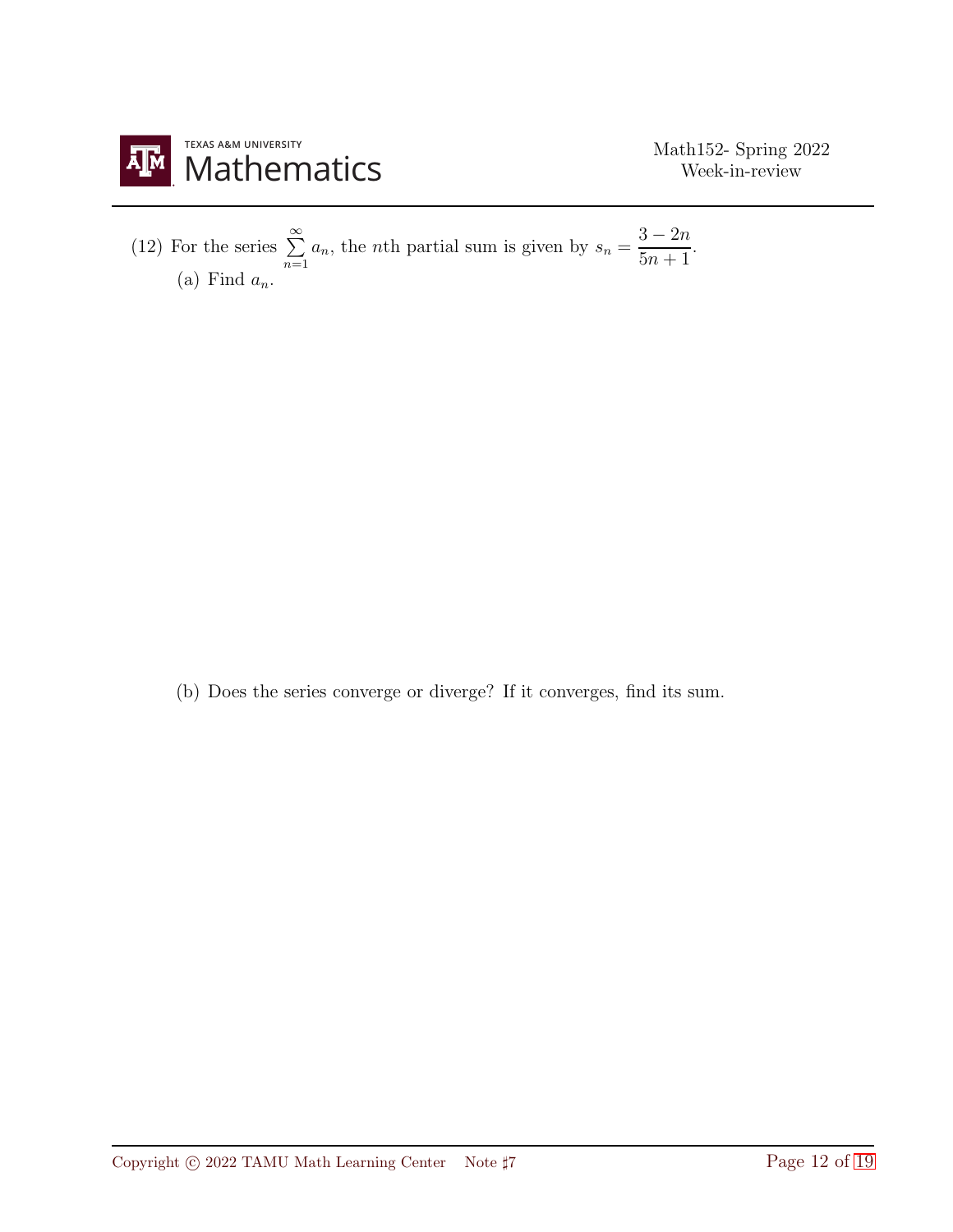(12) For the series $\sum_{n=1}^{\infty} a_n$, the $n$th partial sum is given by $s_n = \dfrac{3-2n}{5n+1}$.

(a) Find $a_n$.

(b) Does the series converge or diverge? If it converges, find its sum.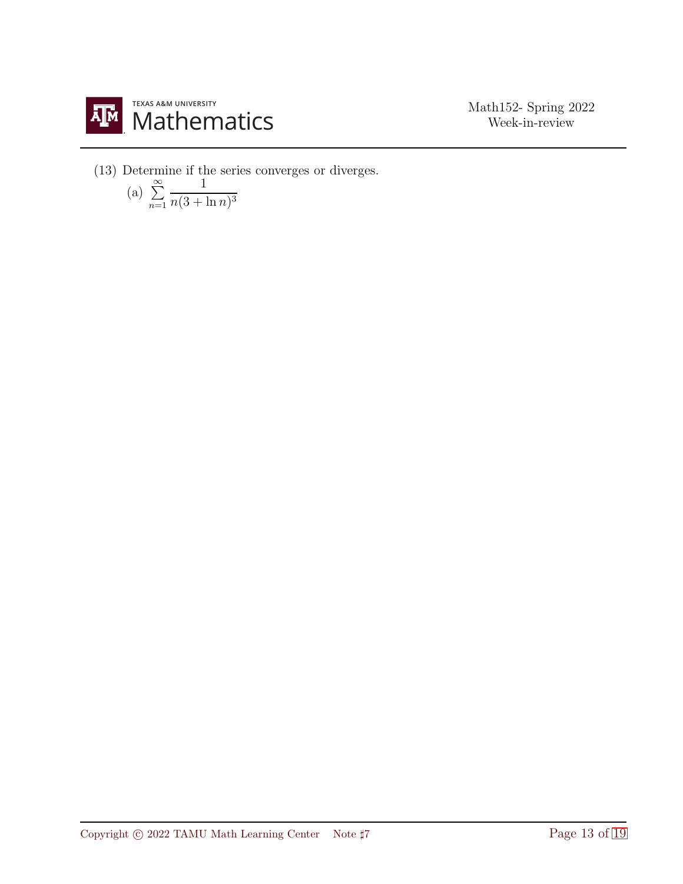(13) Determine if the series converges or diverges.

(a) $\sum_{n=1}^{\infty} \frac{1}{n(3+\ln n)^3}$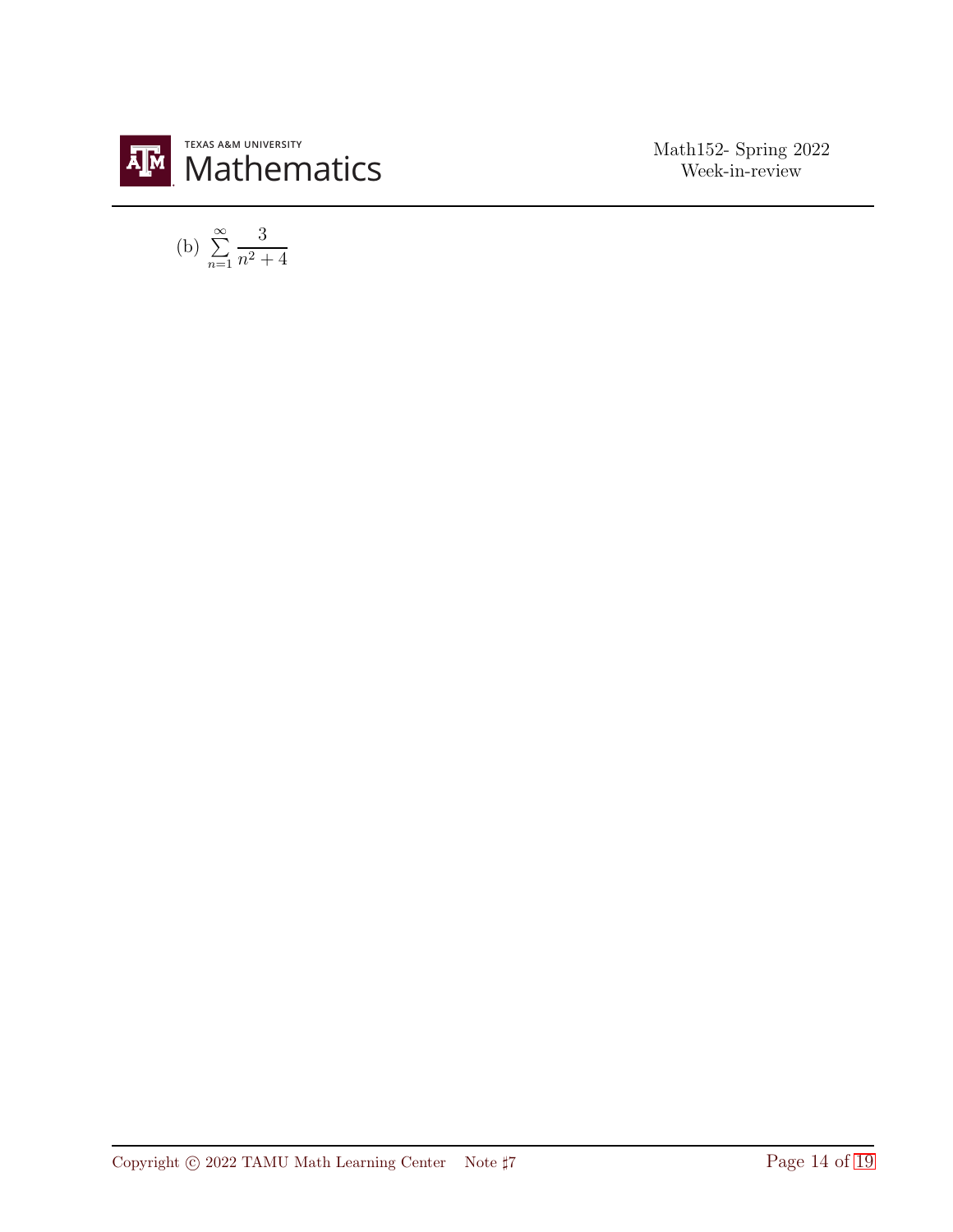(b) $\sum_{n=1}^{\infty} \frac{3}{n^2+4}$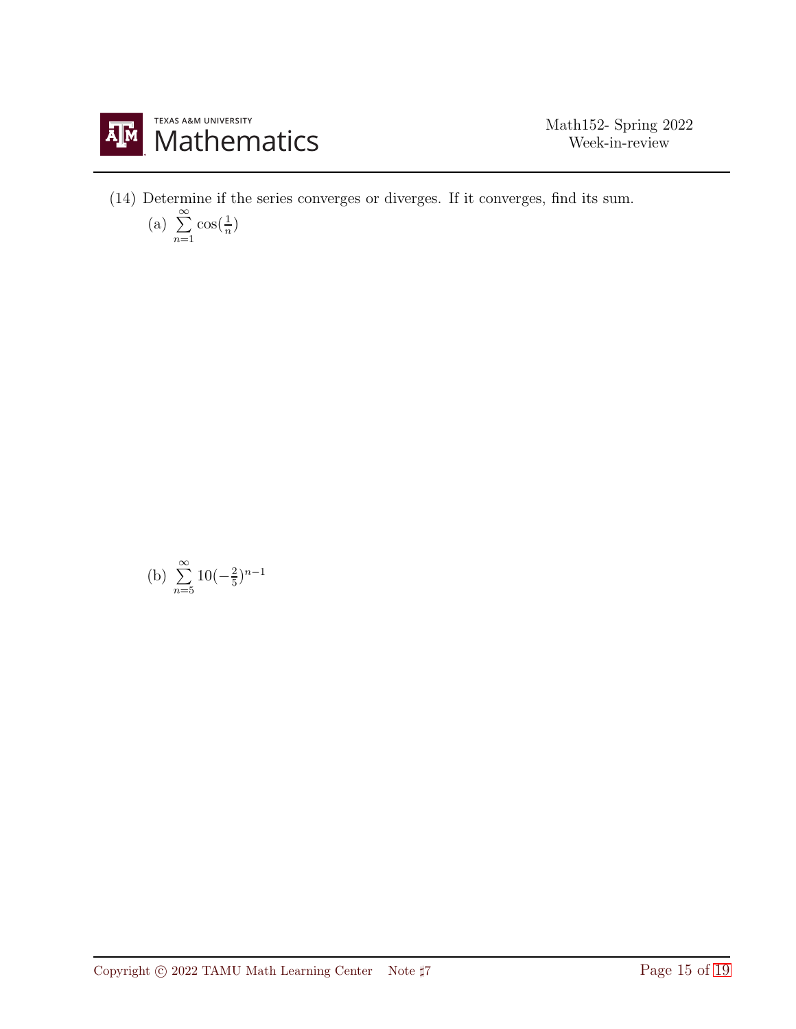(14) Determine if the series converges or diverges. If it converges, find its sum.

(a) $\sum_{n=1}^{\infty} \cos(\frac{1}{n})$

(b) $\sum_{n=5}^{\infty} 10(-\frac{2}{5})^{n-1}$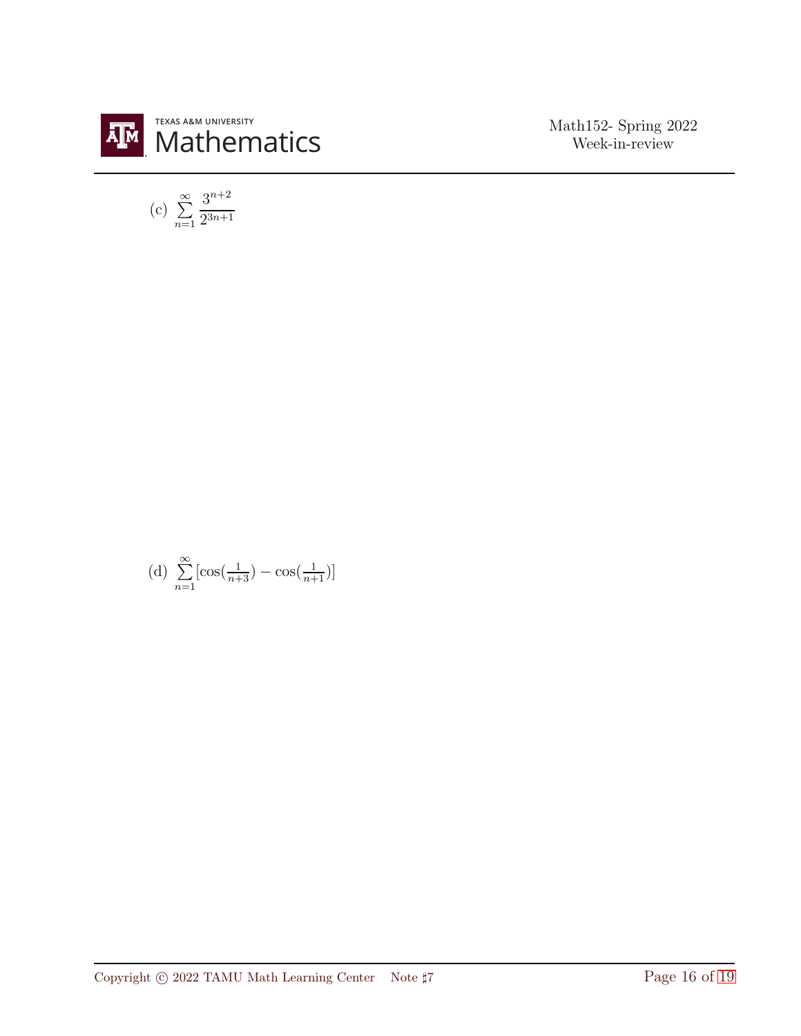(c) $\sum_{n=1}^{\infty} \frac{3^{n+2}}{2^{3n+1}}$

(d) $\sum_{n=1}^{\infty} [\cos(\frac{1}{n+3}) - \cos(\frac{1}{n+1})]$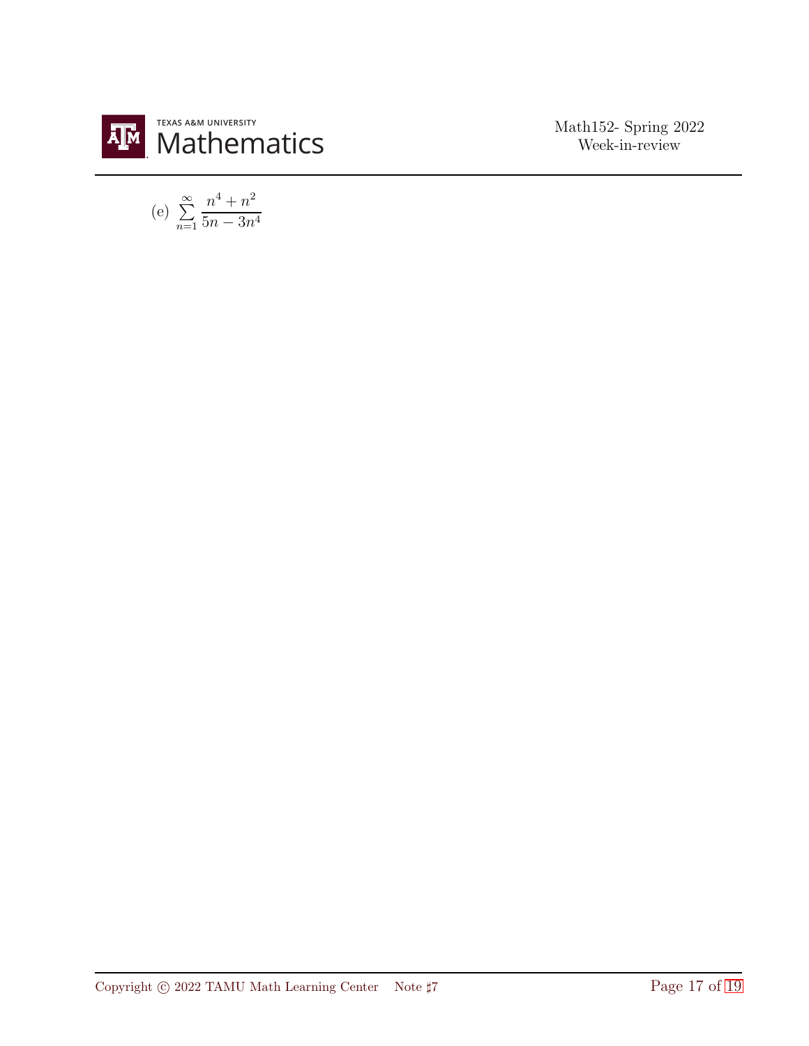(e) $\sum_{n=1}^{\infty} \frac{n^4 + n^2}{5n - 3n^4}$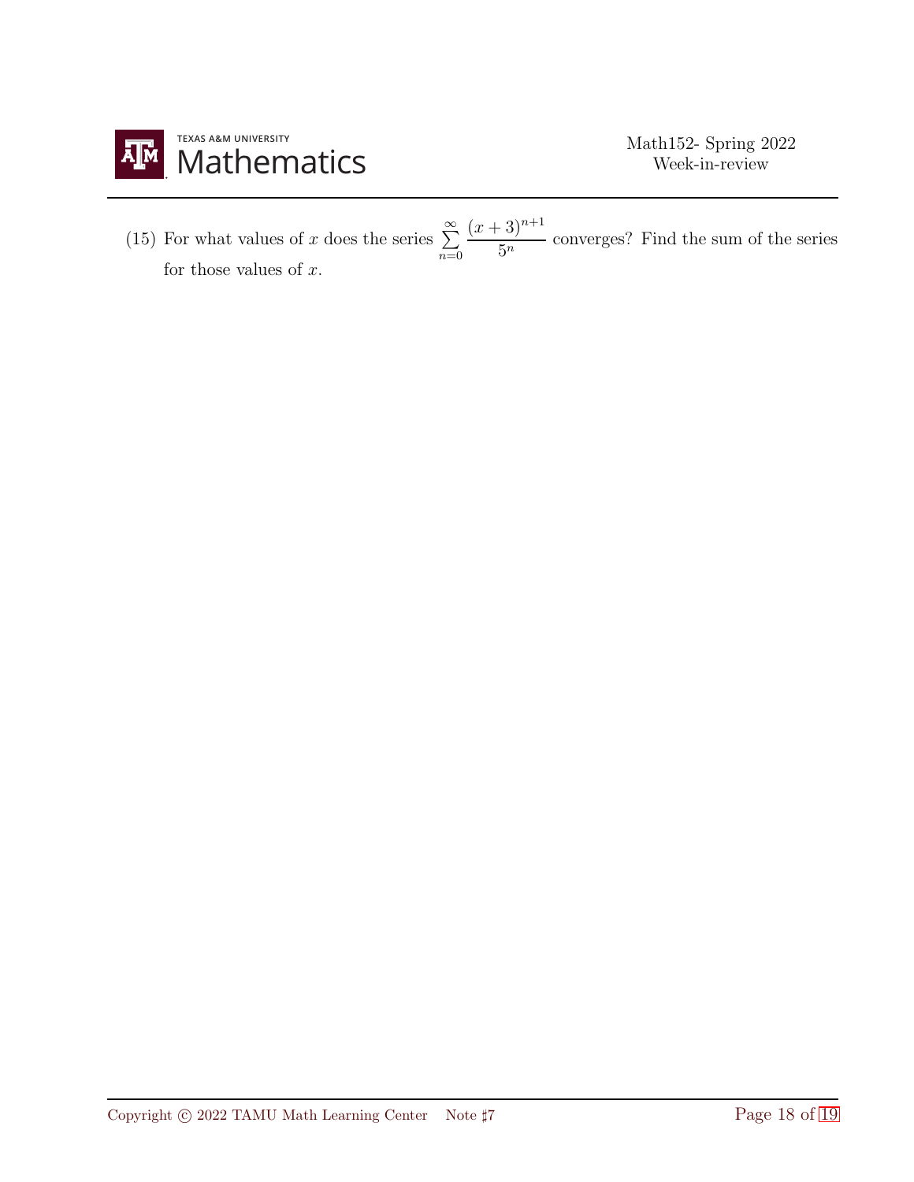(15) For what values of $x$ does the series $\sum_{n=0}^{\infty} \frac{(x+3)^{n+1}}{5^n}$ converges? Find the sum of the series for those values of $x$.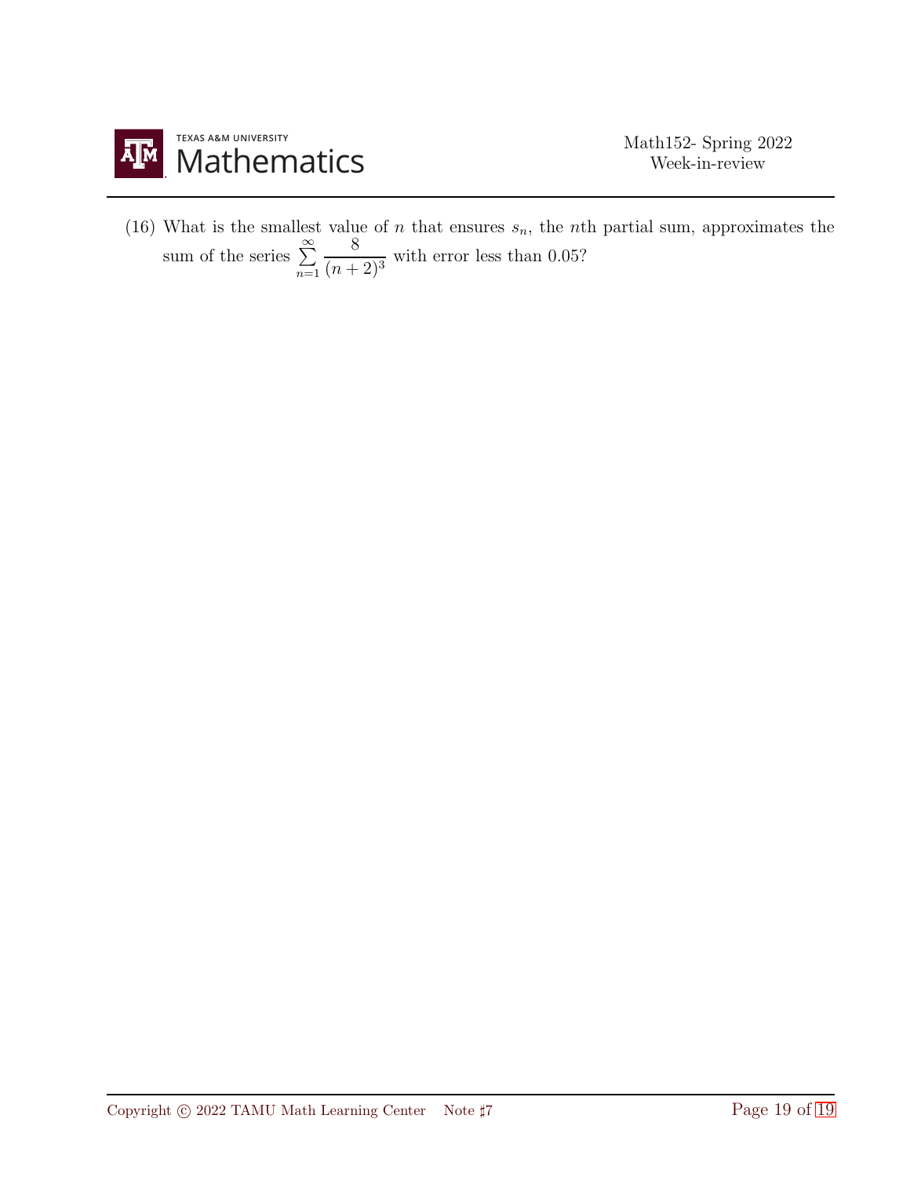(16) What is the smallest value of $n$ that ensures $s_n$, the $n$th partial sum, approximates the sum of the series $\sum_{n=1}^{\infty} \frac{8}{(n+2)^3}$ with error less than 0.05?